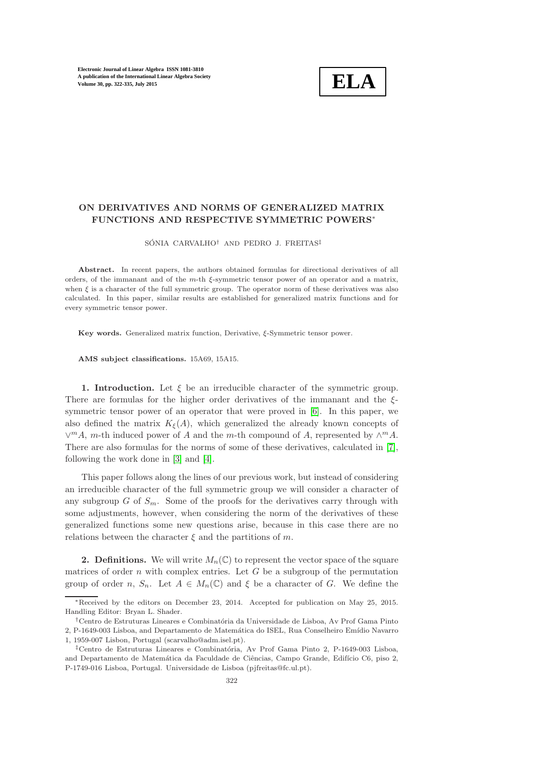# ON DERIVATIVES AND NORMS OF GENERALIZED MATRIX FUNCTIONS AND RESPECTIVE SYMMETRIC POWERS*

SÓNIA CARVALHO† AND PEDRO J. FREITAS‡

**Abstract.** In recent papers, the authors obtained formulas for directional derivatives of all orders, of the immanant and of the $m$-th $\xi$-symmetric tensor power of an operator and a matrix, when $\xi$ is a character of the full symmetric group. The operator norm of these derivatives was also calculated. In this paper, similar results are established for generalized matrix functions and for every symmetric tensor power.

**Key words.** Generalized matrix function, Derivative, $\xi$-Symmetric tensor power.

**AMS subject classifications.** 15A69, 15A15.

**1. Introduction.** Let $\xi$ be an irreducible character of the symmetric group. There are formulas for the higher order derivatives of the immanant and the $\xi$-symmetric tensor power of an operator that were proved in [6]. In this paper, we also defined the matrix $K_\xi(A)$, which generalized the already known concepts of $\vee^m A$, $m$-th induced power of $A$ and the $m$-th compound of $A$, represented by $\wedge^m A$. There are also formulas for the norms of some of these derivatives, calculated in [7], following the work done in [3] and [4].

This paper follows along the lines of our previous work, but instead of considering an irreducible character of the full symmetric group we will consider a character of any subgroup $G$ of $S_m$. Some of the proofs for the derivatives carry through with some adjustments, however, when considering the norm of the derivatives of these generalized functions some new questions arise, because in this case there are no relations between the character $\xi$ and the partitions of $m$.

**2. Definitions.** We will write $M_n(\mathbb{C})$ to represent the vector space of the square matrices of order $n$ with complex entries. Let $G$ be a subgroup of the permutation group of order $n$, $S_n$. Let $A \in M_n(\mathbb{C})$ and $\xi$ be a character of $G$. We define the

---

*Received by the editors on December 23, 2014. Accepted for publication on May 25, 2015. Handling Editor: Bryan L. Shader.

†Centro de Estruturas Lineares e Combinatória da Universidade de Lisboa, Av Prof Gama Pinto 2, P-1649-003 Lisboa, and Departamento de Matemática do ISEL, Rua Conselheiro Emídio Navarro 1, 1959-007 Lisbon, Portugal (scarvalho@adm.isel.pt).

‡Centro de Estruturas Lineares e Combinatória, Av Prof Gama Pinto 2, P-1649-003 Lisboa, and Departamento de Matemática da Faculdade de Ciências, Campo Grande, Edifício C6, piso 2, P-1749-016 Lisboa, Portugal. Universidade de Lisboa (pjfreitas@fc.ul.pt).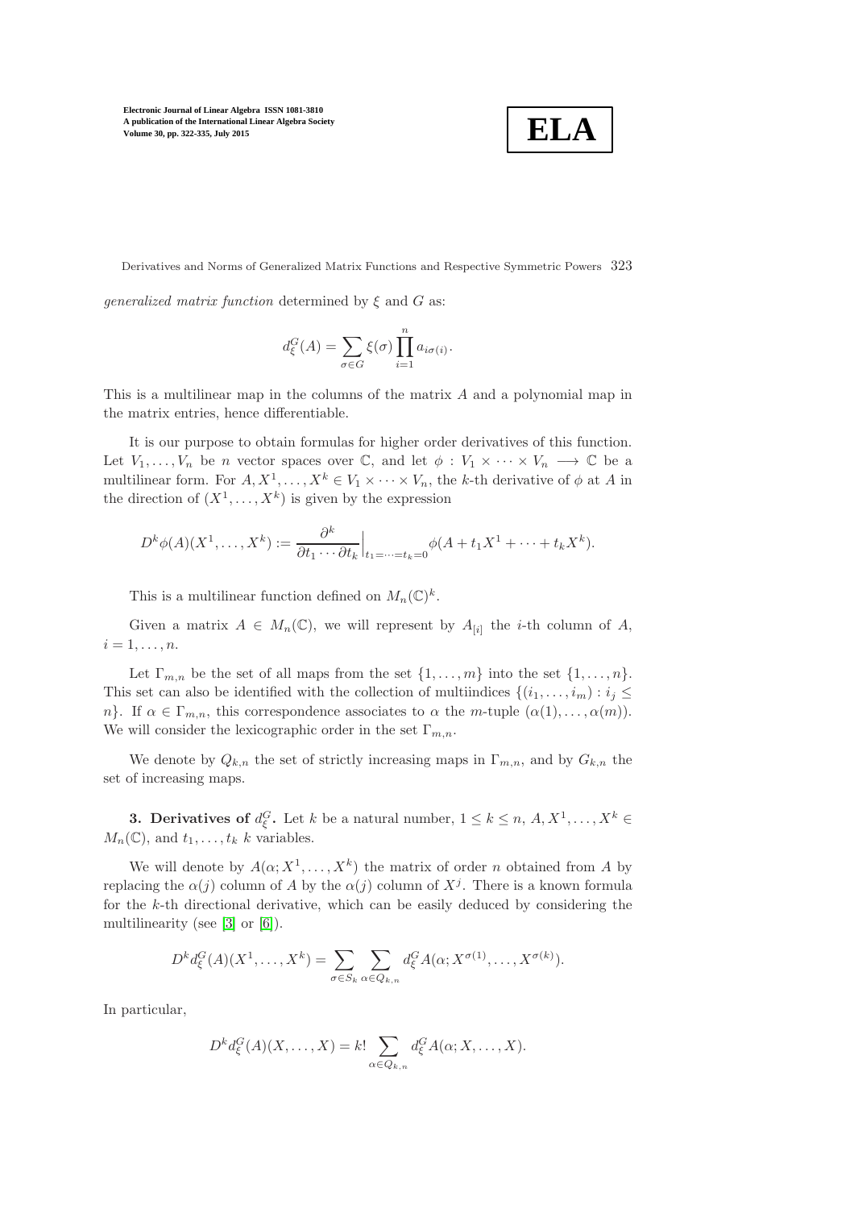*generalized matrix function* determined by $\xi$ and $G$ as:

$$d_\xi^G(A) = \sum_{\sigma \in G} \xi(\sigma) \prod_{i=1}^{n} a_{i\sigma(i)}.$$

This is a multilinear map in the columns of the matrix $A$ and a polynomial map in the matrix entries, hence differentiable.

It is our purpose to obtain formulas for higher order derivatives of this function. Let $V_1, \dots, V_n$ be $n$ vector spaces over $\mathbb{C}$, and let $\phi : V_1 \times \cdots \times V_n \longrightarrow \mathbb{C}$ be a multilinear form. For $A, X^1, \dots, X^k \in V_1 \times \cdots \times V_n$, the $k$-th derivative of $\phi$ at $A$ in the direction of $(X^1, \dots, X^k)$ is given by the expression

$$D^k\phi(A)(X^1, \dots, X^k) := \frac{\partial^k}{\partial t_1 \cdots \partial t_k}\Big|_{t_1 = \cdots = t_k = 0} \phi(A + t_1 X^1 + \cdots + t_k X^k).$$

This is a multilinear function defined on $M_n(\mathbb{C})^k$.

Given a matrix $A \in M_n(\mathbb{C})$, we will represent by $A_{[i]}$ the $i$-th column of $A$, $i = 1, \dots, n$.

Let $\Gamma_{m,n}$ be the set of all maps from the set $\{1, \dots, m\}$ into the set $\{1, \dots, n\}$. This set can also be identified with the collection of multiindices $\{(i_1, \dots, i_m) : i_j \leq n\}$. If $\alpha \in \Gamma_{m,n}$, this correspondence associates to $\alpha$ the $m$-tuple $(\alpha(1), \dots, \alpha(m))$. We will consider the lexicographic order in the set $\Gamma_{m,n}$.

We denote by $Q_{k,n}$ the set of strictly increasing maps in $\Gamma_{m,n}$, and by $G_{k,n}$ the set of increasing maps.

## 3. Derivatives of $d_\xi^G$.

Let $k$ be a natural number, $1 \leq k \leq n$, $A, X^1, \dots, X^k \in M_n(\mathbb{C})$, and $t_1, \dots, t_k$ $k$ variables.

We will denote by $A(\alpha; X^1, \dots, X^k)$ the matrix of order $n$ obtained from $A$ by replacing the $\alpha(j)$ column of $A$ by the $\alpha(j)$ column of $X^j$. There is a known formula for the $k$-th directional derivative, which can be easily deduced by considering the multilinearity (see [3] or [6]).

$$D^k d_\xi^G(A)(X^1, \dots, X^k) = \sum_{\sigma \in S_k} \sum_{\alpha \in Q_{k,n}} d_\xi^G A(\alpha; X^{\sigma(1)}, \dots, X^{\sigma(k)}).$$

In particular,

$$D^k d_\xi^G(A)(X, \dots, X) = k! \sum_{\alpha \in Q_{k,n}} d_\xi^G A(\alpha; X, \dots, X).$$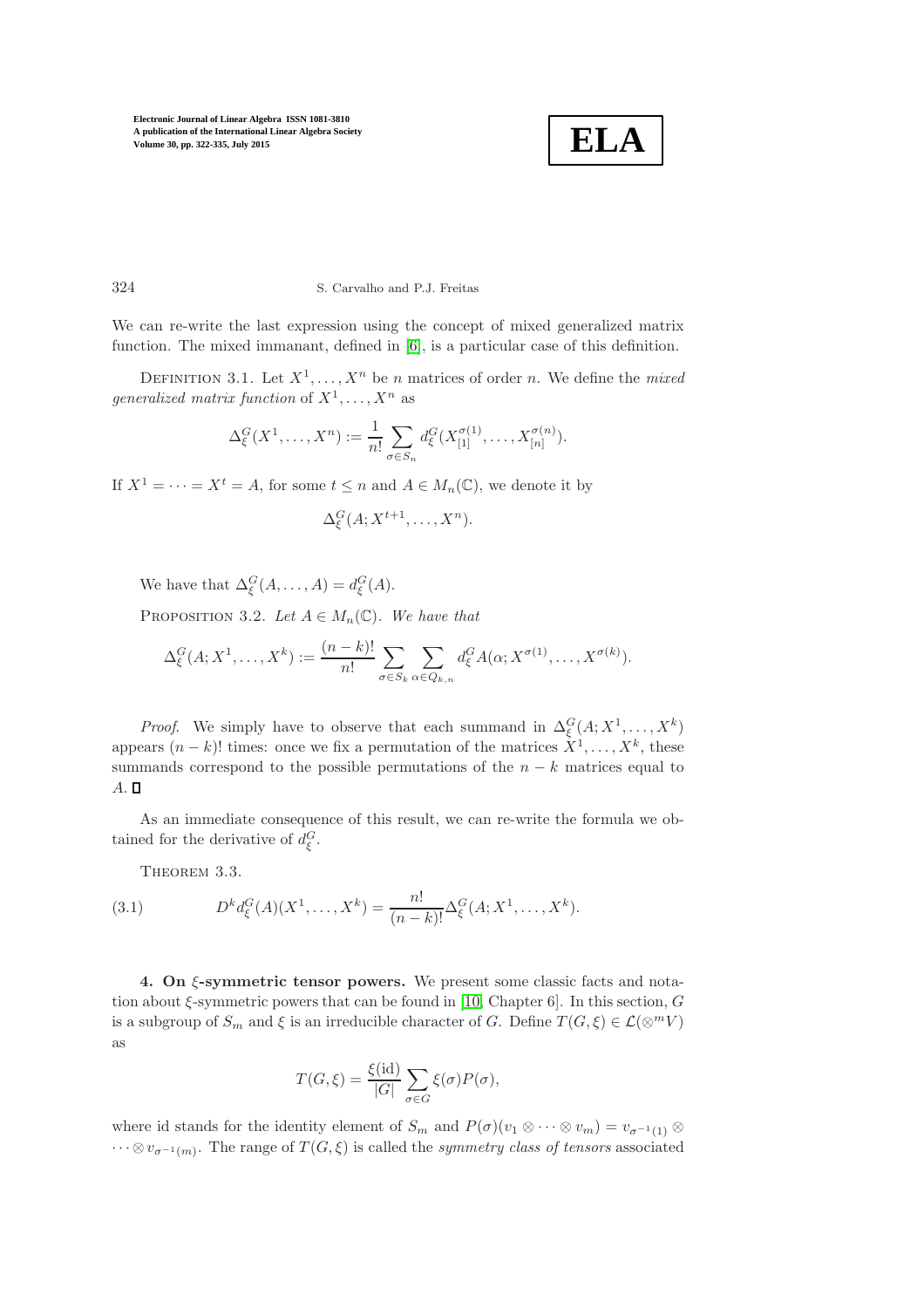We can re-write the last expression using the concept of mixed generalized matrix function. The mixed immanant, defined in [6], is a particular case of this definition.

Definition 3.1. Let $X^1, \ldots, X^n$ be $n$ matrices of order $n$. We define the *mixed generalized matrix function* of $X^1, \ldots, X^n$ as

$$\Delta_\xi^G(X^1, \ldots, X^n) := \frac{1}{n!} \sum_{\sigma \in S_n} d_\xi^G(X_{[1]}^{\sigma(1)}, \ldots, X_{[n]}^{\sigma(n)}).$$

If $X^1 = \cdots = X^t = A$, for some $t \leq n$ and $A \in M_n(\mathbb{C})$, we denote it by

$$\Delta_\xi^G(A; X^{t+1}, \ldots, X^n).$$

We have that $\Delta_\xi^G(A, \ldots, A) = d_\xi^G(A)$.

Proposition 3.2. *Let $A \in M_n(\mathbb{C})$. We have that*

$$\Delta_\xi^G(A; X^1, \ldots, X^k) := \frac{(n-k)!}{n!} \sum_{\sigma \in S_k} \sum_{\alpha \in Q_{k,n}} d_\xi^G A(\alpha; X^{\sigma(1)}, \ldots, X^{\sigma(k)}).$$

*Proof.* We simply have to observe that each summand in $\Delta_\xi^G(A; X^1, \ldots, X^k)$ appears $(n-k)!$ times: once we fix a permutation of the matrices $X^1, \ldots, X^k$, these summands correspond to the possible permutations of the $n-k$ matrices equal to $A$. ∎

As an immediate consequence of this result, we can re-write the formula we obtained for the derivative of $d_\xi^G$.

Theorem 3.3.

$$D^k d_\xi^G(A)(X^1, \ldots, X^k) = \frac{n!}{(n-k)!} \Delta_\xi^G(A; X^1, \ldots, X^k). \tag{3.1}$$

**4. On $\xi$-symmetric tensor powers.** We present some classic facts and notation about $\xi$-symmetric powers that can be found in [10, Chapter 6]. In this section, $G$ is a subgroup of $S_m$ and $\xi$ is an irreducible character of $G$. Define $T(G, \xi) \in \mathcal{L}(\otimes^m V)$ as

$$T(G, \xi) = \frac{\xi(\mathrm{id})}{|G|} \sum_{\sigma \in G} \xi(\sigma) P(\sigma),$$

where id stands for the identity element of $S_m$ and $P(\sigma)(v_1 \otimes \cdots \otimes v_m) = v_{\sigma^{-1}(1)} \otimes \cdots \otimes v_{\sigma^{-1}(m)}$. The range of $T(G, \xi)$ is called the *symmetry class of tensors* associated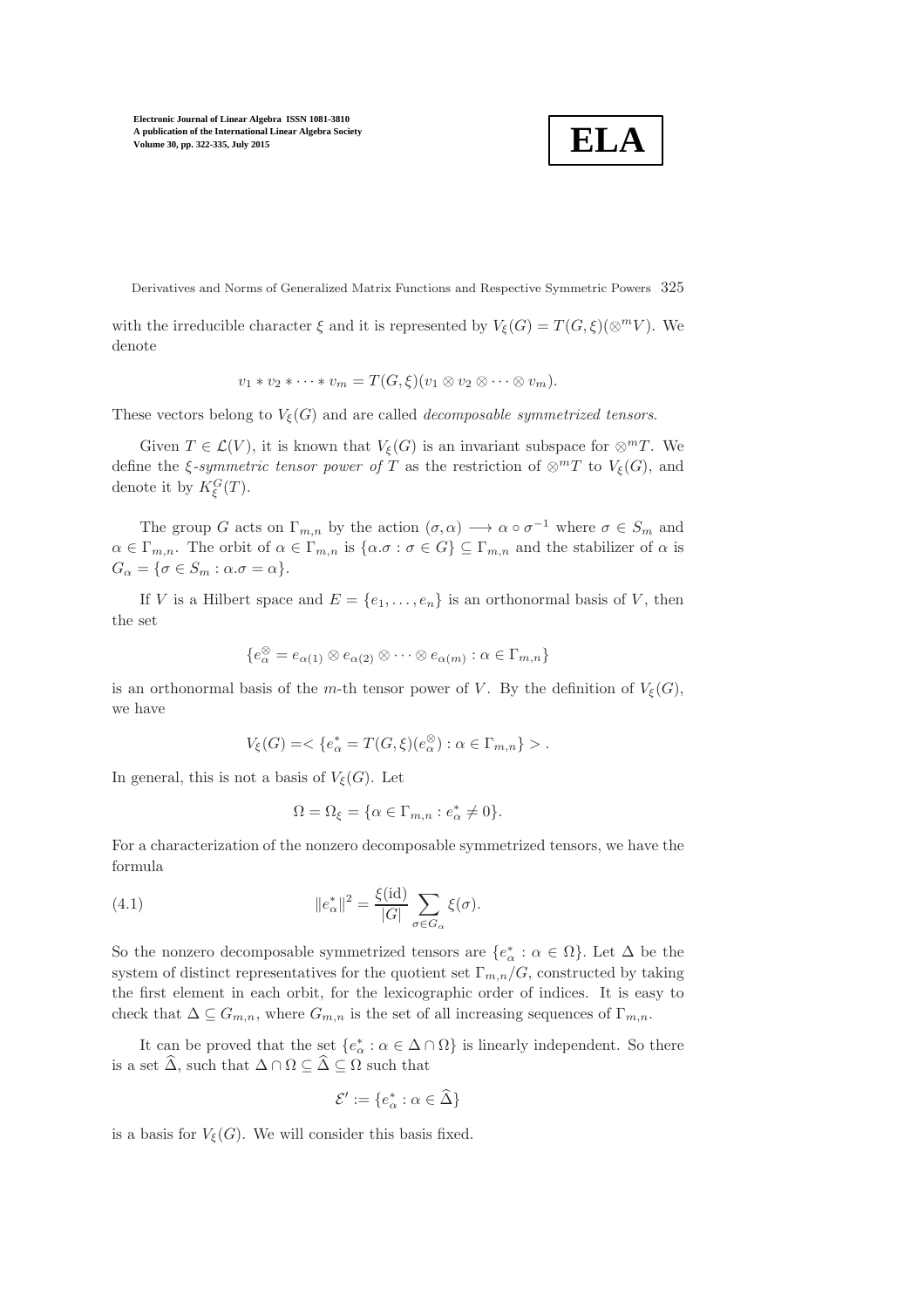with the irreducible character $\xi$ and it is represented by $V_\xi(G) = T(G,\xi)(\otimes^m V)$. We denote

$$v_1 * v_2 * \cdots * v_m = T(G,\xi)(v_1 \otimes v_2 \otimes \cdots \otimes v_m).$$

These vectors belong to $V_\xi(G)$ and are called *decomposable symmetrized tensors*.

Given $T \in \mathcal{L}(V)$, it is known that $V_\xi(G)$ is an invariant subspace for $\otimes^m T$. We define the *$\xi$-symmetric tensor power of* $T$ as the restriction of $\otimes^m T$ to $V_\xi(G)$, and denote it by $K_\xi^G(T)$.

The group $G$ acts on $\Gamma_{m,n}$ by the action $(\sigma, \alpha) \longrightarrow \alpha \circ \sigma^{-1}$ where $\sigma \in S_m$ and $\alpha \in \Gamma_{m,n}$. The orbit of $\alpha \in \Gamma_{m,n}$ is $\{\alpha.\sigma : \sigma \in G\} \subseteq \Gamma_{m,n}$ and the stabilizer of $\alpha$ is $G_\alpha = \{\sigma \in S_m : \alpha.\sigma = \alpha\}$.

If $V$ is a Hilbert space and $E = \{e_1, \ldots, e_n\}$ is an orthonormal basis of $V$, then the set

$$\{e_\alpha^\otimes = e_{\alpha(1)} \otimes e_{\alpha(2)} \otimes \cdots \otimes e_{\alpha(m)} : \alpha \in \Gamma_{m,n}\}$$

is an orthonormal basis of the $m$-th tensor power of $V$. By the definition of $V_\xi(G)$, we have

$$V_\xi(G) = < \{e_\alpha^* = T(G,\xi)(e_\alpha^\otimes) : \alpha \in \Gamma_{m,n}\} > .$$

In general, this is not a basis of $V_\xi(G)$. Let

$$\Omega = \Omega_\xi = \{\alpha \in \Gamma_{m,n} : e_\alpha^* \neq 0\}.$$

For a characterization of the nonzero decomposable symmetrized tensors, we have the formula

$$\|e_\alpha^*\|^2 = \frac{\xi(\mathrm{id})}{|G|} \sum_{\sigma \in G_\alpha} \xi(\sigma). \tag{4.1}$$

So the nonzero decomposable symmetrized tensors are $\{e_\alpha^* : \alpha \in \Omega\}$. Let $\Delta$ be the system of distinct representatives for the quotient set $\Gamma_{m,n}/G$, constructed by taking the first element in each orbit, for the lexicographic order of indices. It is easy to check that $\Delta \subseteq G_{m,n}$, where $G_{m,n}$ is the set of all increasing sequences of $\Gamma_{m,n}$.

It can be proved that the set $\{e_\alpha^* : \alpha \in \Delta \cap \Omega\}$ is linearly independent. So there is a set $\widehat{\Delta}$, such that $\Delta \cap \Omega \subseteq \widehat{\Delta} \subseteq \Omega$ such that

$$\mathcal{E}' := \{e_\alpha^* : \alpha \in \widehat{\Delta}\}$$

is a basis for $V_\xi(G)$. We will consider this basis fixed.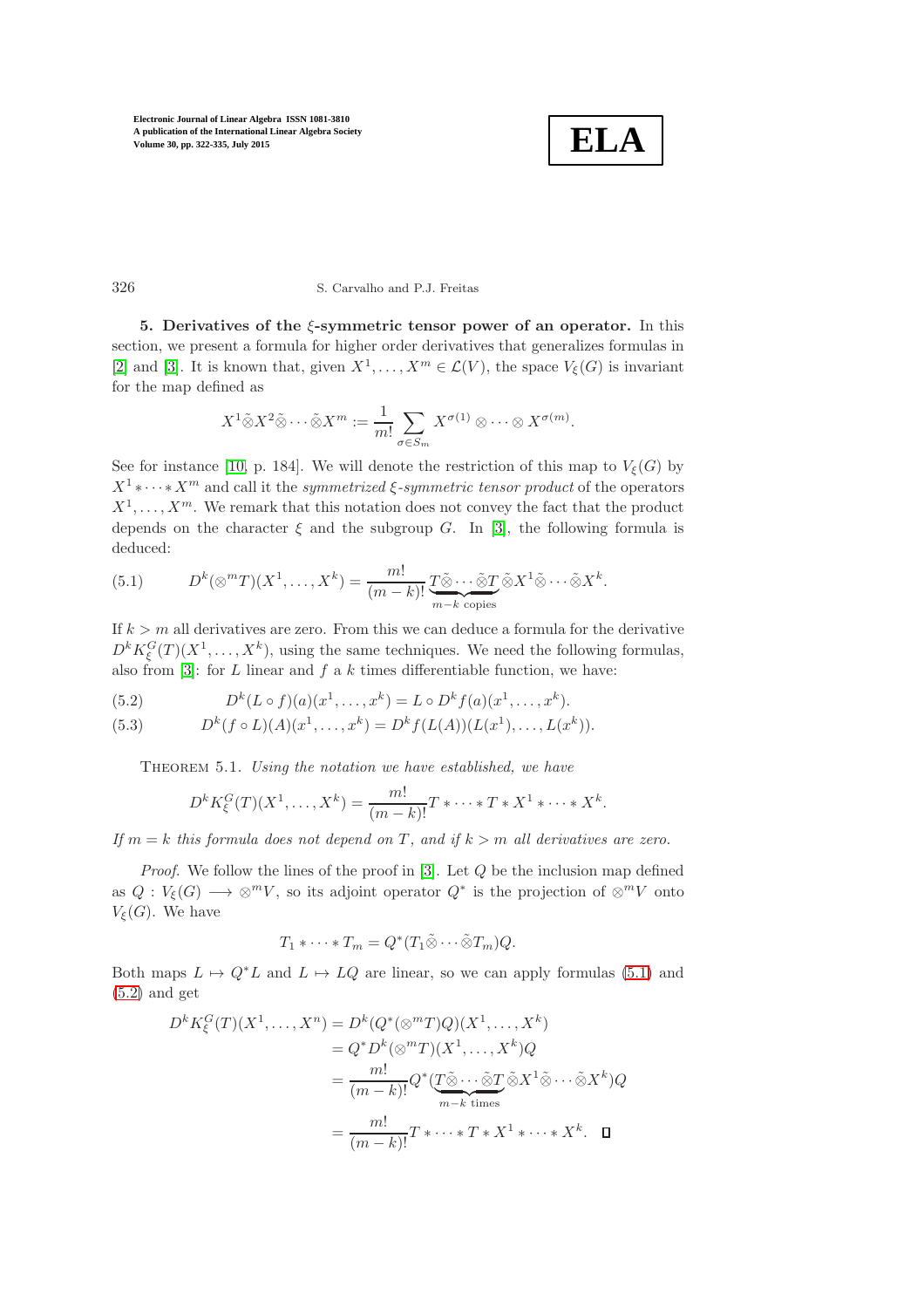**5. Derivatives of the $\xi$-symmetric tensor power of an operator.** In this section, we present a formula for higher order derivatives that generalizes formulas in [2] and [3]. It is known that, given $X^1, \ldots, X^m \in \mathcal{L}(V)$, the space $V_\xi(G)$ is invariant for the map defined as

$$X^1 \tilde{\otimes} X^2 \tilde{\otimes} \cdots \tilde{\otimes} X^m := \frac{1}{m!} \sum_{\sigma \in S_m} X^{\sigma(1)} \otimes \cdots \otimes X^{\sigma(m)}.$$

See for instance [10, p. 184]. We will denote the restriction of this map to $V_\xi(G)$ by $X^1 * \cdots * X^m$ and call it the *symmetrized $\xi$-symmetric tensor product* of the operators $X^1, \ldots, X^m$. We remark that this notation does not convey the fact that the product depends on the character $\xi$ and the subgroup $G$. In [3], the following formula is deduced:

$$D^k(\otimes^m T)(X^1, \ldots, X^k) = \frac{m!}{(m-k)!} \underbrace{T \tilde{\otimes} \cdots \tilde{\otimes} T}_{m-k \text{ copies}} \tilde{\otimes} X^1 \tilde{\otimes} \cdots \tilde{\otimes} X^k. \tag{5.1}$$

If $k > m$ all derivatives are zero. From this we can deduce a formula for the derivative $D^k K_\xi^G(T)(X^1, \ldots, X^k)$, using the same techniques. We need the following formulas, also from [3]: for $L$ linear and $f$ a $k$ times differentiable function, we have:

$$D^k(L \circ f)(a)(x^1, \ldots, x^k) = L \circ D^k f(a)(x^1, \ldots, x^k). \tag{5.2}$$

$$D^k(f \circ L)(A)(x^1, \ldots, x^k) = D^k f(L(A))(L(x^1), \ldots, L(x^k)). \tag{5.3}$$

THEOREM 5.1. *Using the notation we have established, we have*

$$D^k K_\xi^G(T)(X^1, \ldots, X^k) = \frac{m!}{(m-k)!} T * \cdots * T * X^1 * \cdots * X^k.$$

*If $m = k$ this formula does not depend on $T$, and if $k > m$ all derivatives are zero.*

*Proof.* We follow the lines of the proof in [3]. Let $Q$ be the inclusion map defined as $Q : V_\xi(G) \longrightarrow \otimes^m V$, so its adjoint operator $Q^*$ is the projection of $\otimes^m V$ onto $V_\xi(G)$. We have

$$T_1 * \cdots * T_m = Q^*(T_1 \tilde{\otimes} \cdots \tilde{\otimes} T_m) Q.$$

Both maps $L \mapsto Q^* L$ and $L \mapsto LQ$ are linear, so we can apply formulas (5.1) and (5.2) and get

$$\begin{aligned}
D^k K_\xi^G(T)(X^1, \ldots, X^n) &= D^k(Q^*(\otimes^m T)Q)(X^1, \ldots, X^k) \\
&= Q^* D^k(\otimes^m T)(X^1, \ldots, X^k) Q \\
&= \frac{m!}{(m-k)!} Q^* (\underbrace{T \tilde{\otimes} \cdots \tilde{\otimes} T}_{m-k \text{ times}} \tilde{\otimes} X^1 \tilde{\otimes} \cdots \tilde{\otimes} X^k) Q \\
&= \frac{m!}{(m-k)!} T * \cdots * T * X^1 * \cdots * X^k. \qquad \square
\end{aligned}$$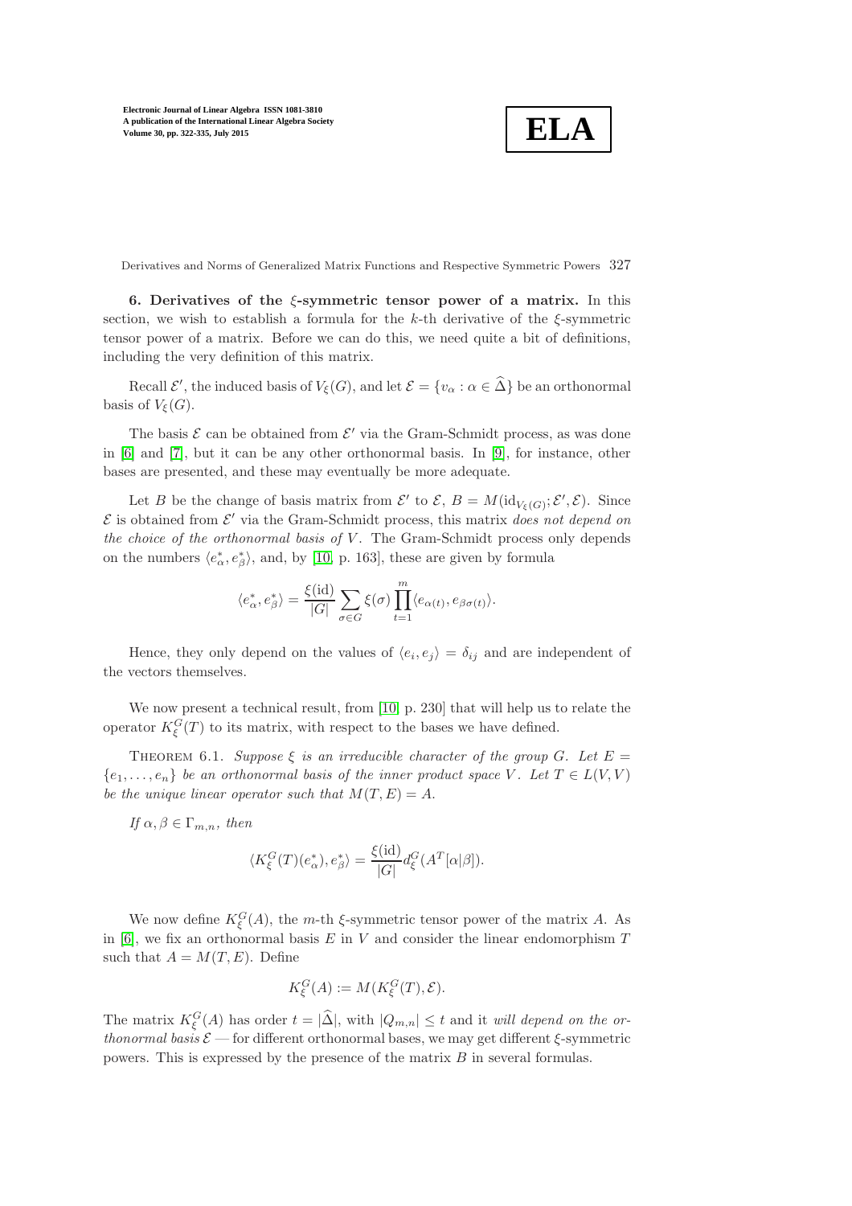**6. Derivatives of the $\xi$-symmetric tensor power of a matrix.** In this section, we wish to establish a formula for the $k$-th derivative of the $\xi$-symmetric tensor power of a matrix. Before we can do this, we need quite a bit of definitions, including the very definition of this matrix.

Recall $\mathcal{E}'$, the induced basis of $V_\xi(G)$, and let $\mathcal{E} = \{v_\alpha : \alpha \in \widehat{\Delta}\}$ be an orthonormal basis of $V_\xi(G)$.

The basis $\mathcal{E}$ can be obtained from $\mathcal{E}'$ via the Gram-Schmidt process, as was done in [6] and [7], but it can be any other orthonormal basis. In [9], for instance, other bases are presented, and these may eventually be more adequate.

Let $B$ be the change of basis matrix from $\mathcal{E}'$ to $\mathcal{E}$, $B = M(\mathrm{id}_{V_\xi(G)}; \mathcal{E}', \mathcal{E})$. Since $\mathcal{E}$ is obtained from $\mathcal{E}'$ via the Gram-Schmidt process, this matrix *does not depend on the choice of the orthonormal basis of* $V$. The Gram-Schmidt process only depends on the numbers $\langle e^*_\alpha, e^*_\beta \rangle$, and, by [10, p. 163], these are given by formula

$$\langle e^*_\alpha, e^*_\beta \rangle = \frac{\xi(\mathrm{id})}{|G|} \sum_{\sigma \in G} \xi(\sigma) \prod_{t=1}^{m} \langle e_{\alpha(t)}, e_{\beta\sigma(t)} \rangle.$$

Hence, they only depend on the values of $\langle e_i, e_j \rangle = \delta_{ij}$ and are independent of the vectors themselves.

We now present a technical result, from [10, p. 230] that will help us to relate the operator $K^G_\xi(T)$ to its matrix, with respect to the bases we have defined.

Theorem 6.1. *Suppose $\xi$ is an irreducible character of the group $G$. Let $E = \{e_1, \ldots, e_n\}$ be an orthonormal basis of the inner product space $V$. Let $T \in L(V, V)$ be the unique linear operator such that $M(T, E) = A$.*

*If $\alpha, \beta \in \Gamma_{m,n}$, then*

$$\langle K^G_\xi(T)(e^*_\alpha), e^*_\beta \rangle = \frac{\xi(\mathrm{id})}{|G|} d^G_\xi(A^T[\alpha|\beta]).$$

We now define $K^G_\xi(A)$, the $m$-th $\xi$-symmetric tensor power of the matrix $A$. As in [6], we fix an orthonormal basis $E$ in $V$ and consider the linear endomorphism $T$ such that $A = M(T, E)$. Define

$$K^G_\xi(A) := M(K^G_\xi(T), \mathcal{E}).$$

The matrix $K^G_\xi(A)$ has order $t = |\widehat{\Delta}|$, with $|Q_{m,n}| \leq t$ and it *will depend on the orthonormal basis* $\mathcal{E}$ — for different orthonormal bases, we may get different $\xi$-symmetric powers. This is expressed by the presence of the matrix $B$ in several formulas.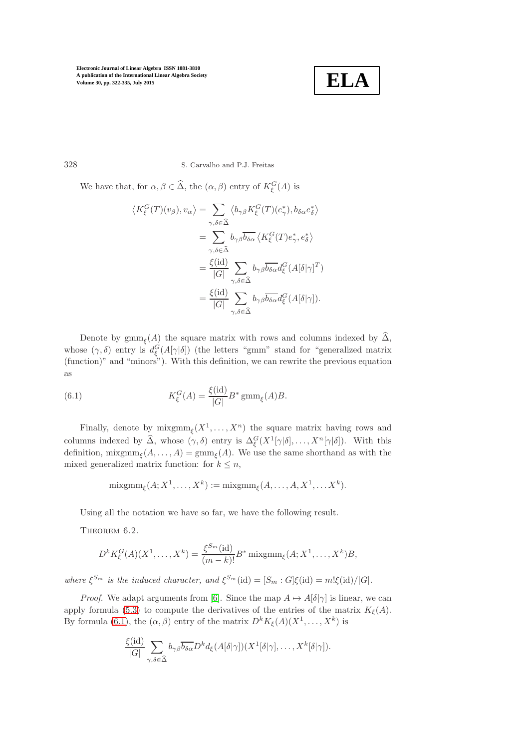We have that, for $\alpha, \beta \in \widehat{\Delta}$, the $(\alpha, \beta)$ entry of $K_\xi^G(A)$ is

$$
\begin{aligned}
\left\langle K_\xi^G(T)(v_\beta), v_\alpha \right\rangle &= \sum_{\gamma,\delta \in \widehat{\Delta}} \left\langle b_{\gamma\beta} K_\xi^G(T)(e_\gamma^*), b_{\delta\alpha} e_\delta^* \right\rangle \\
&= \sum_{\gamma,\delta \in \widehat{\Delta}} b_{\gamma\beta} \overline{b_{\delta\alpha}} \left\langle K_\xi^G(T) e_\gamma^*, e_\delta^* \right\rangle \\
&= \frac{\xi(\mathrm{id})}{|G|} \sum_{\gamma,\delta \in \widehat{\Delta}} b_{\gamma\beta} \overline{b_{\delta\alpha}} d_\xi^G(A[\gamma|\gamma]^T) \\
&= \frac{\xi(\mathrm{id})}{|G|} \sum_{\gamma,\delta \in \widehat{\Delta}} b_{\gamma\beta} \overline{b_{\delta\alpha}} d_\xi^G(A[\delta|\gamma]).
\end{aligned}
$$

Denote by $\mathrm{gmm}_\xi(A)$ the square matrix with rows and columns indexed by $\widehat{\Delta}$, whose $(\gamma, \delta)$ entry is $d_\xi^G(A[\gamma|\delta])$ (the letters "gmm" stand for "generalized matrix (function)" and "minors"). With this definition, we can rewrite the previous equation as

$$
K_\xi^G(A) = \frac{\xi(\mathrm{id})}{|G|} B^* \,\mathrm{gmm}_\xi(A) B. \tag{6.1}
$$

Finally, denote by $\mathrm{mixgmm}_\xi(X^1, \ldots, X^n)$ the square matrix having rows and columns indexed by $\widehat{\Delta}$, whose $(\gamma, \delta)$ entry is $\Delta_\xi^G(X^1[\gamma|\delta], \ldots, X^n[\gamma|\delta])$. With this definition, $\mathrm{mixgmm}_\xi(A, \ldots, A) = \mathrm{gmm}_\xi(A)$. We use the same shorthand as with the mixed generalized matrix function: for $k \le n$,

$$
\mathrm{mixgmm}_\xi(A; X^1, \ldots, X^k) := \mathrm{mixgmm}_\xi(A, \ldots, A, X^1, \ldots X^k).
$$

Using all the notation we have so far, we have the following result.

Theorem 6.2.

$$
D^k K_\xi^G(A)(X^1, \ldots, X^k) = \frac{\xi^{S_m}(\mathrm{id})}{(m-k)!} B^* \,\mathrm{mixgmm}_\xi(A; X^1, \ldots, X^k) B,
$$

*where $\xi^{S_m}$ is the induced character, and $\xi^{S_m}(\mathrm{id}) = [S_m : G]\xi(\mathrm{id}) = m!\xi(\mathrm{id})/|G|$.*

*Proof.* We adapt arguments from [6]. Since the map $A \mapsto A[\delta|\gamma]$ is linear, we can apply formula (5.3) to compute the derivatives of the entries of the matrix $K_\xi(A)$. By formula (6.1), the $(\alpha, \beta)$ entry of the matrix $D^k K_\xi(A)(X^1, \ldots, X^k)$ is

$$
\frac{\xi(\mathrm{id})}{|G|} \sum_{\gamma,\delta \in \widehat{\Delta}} b_{\gamma\beta} \overline{b_{\delta\alpha}} D^k d_\xi(A[\delta|\gamma])(X^1[\delta|\gamma], \ldots, X^k[\delta|\gamma]).
$$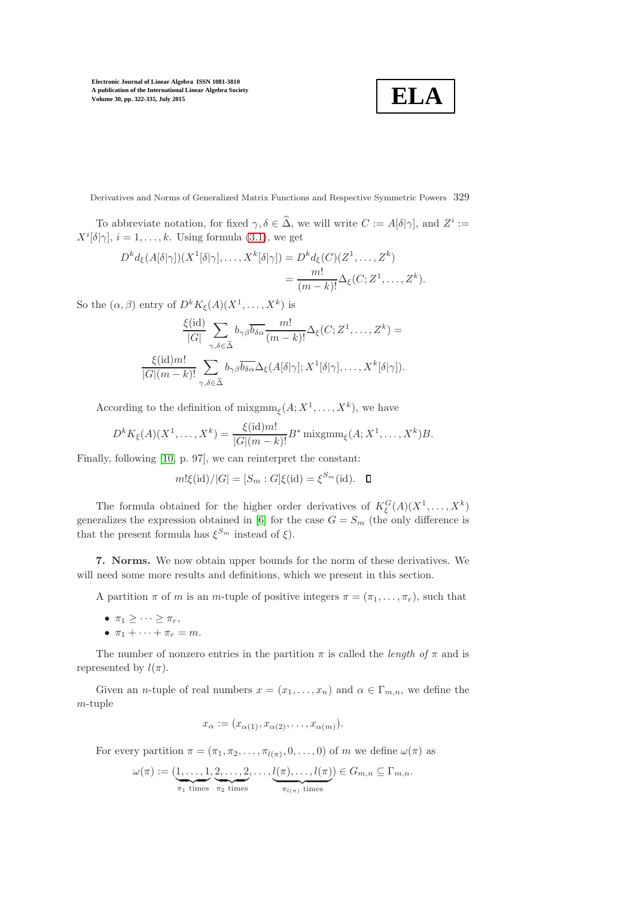To abbreviate notation, for fixed $\gamma, \delta \in \widehat{\Delta}$, we will write $C := A[\delta|\gamma]$, and $Z^i := X^i[\delta|\gamma]$, $i = 1, \ldots, k$. Using formula (3.1), we get

$$
\begin{aligned}
D^k d_\xi(A[\delta|\gamma])(X^1[\delta|\gamma], \ldots, X^k[\delta|\gamma]) &= D^k d_\xi(C)(Z^1, \ldots, Z^k) \\
&= \frac{m!}{(m-k)!} \Delta_\xi(C; Z^1, \ldots, Z^k).
\end{aligned}
$$

So the $(\alpha, \beta)$ entry of $D^k K_\xi(A)(X^1, \ldots, X^k)$ is

$$
\frac{\xi(\mathrm{id})}{|G|} \sum_{\gamma,\delta \in \widehat{\Delta}} b_{\gamma\beta} \overline{b_{\delta\alpha}} \frac{m!}{(m-k)!} \Delta_\xi(C; Z^1, \ldots, Z^k) =
$$

$$
\frac{\xi(\mathrm{id}) m!}{|G|(m-k)!} \sum_{\gamma,\delta \in \widehat{\Delta}} b_{\gamma\beta} \overline{b_{\delta\alpha}} \Delta_\xi(A[\delta|\gamma]; X^1[\delta|\gamma], \ldots, X^k[\delta|\gamma]).
$$

According to the definition of $\mathrm{mixgmm}_\xi(A; X^1, \ldots, X^k)$, we have

$$
D^k K_\xi(A)(X^1, \ldots, X^k) = \frac{\xi(\mathrm{id}) m!}{|G|(m-k)!} B^* \, \mathrm{mixgmm}_\xi(A; X^1, \ldots, X^k) B.
$$

Finally, following [10, p. 97], we can reinterpret the constant:

$$
m! \xi(\mathrm{id})/|G| = [S_m : G] \xi(\mathrm{id}) = \xi^{S_m}(\mathrm{id}). \quad \square
$$

The formula obtained for the higher order derivatives of $K_\xi^G(A)(X^1, \ldots, X^k)$ generalizes the expression obtained in [6] for the case $G = S_m$ (the only difference is that the present formula has $\xi^{S_m}$ instead of $\xi$).

## 7. Norms.

We now obtain upper bounds for the norm of these derivatives. We will need some more results and definitions, which we present in this section.

A partition $\pi$ of $m$ is an $m$-tuple of positive integers $\pi = (\pi_1, \ldots, \pi_r)$, such that

- $\pi_1 \geq \cdots \geq \pi_r$,
- $\pi_1 + \cdots + \pi_r = m$.

The number of nonzero entries in the partition $\pi$ is called the *length of* $\pi$ and is represented by $l(\pi)$.

Given an $n$-tuple of real numbers $x = (x_1, \ldots, x_n)$ and $\alpha \in \Gamma_{m,n}$, we define the $m$-tuple

$$
x_\alpha := (x_{\alpha(1)}, x_{\alpha(2)}, \ldots, x_{\alpha(m)}).
$$

For every partition $\pi = (\pi_1, \pi_2, \ldots, \pi_{l(\pi)}, 0, \ldots, 0)$ of $m$ we define $\omega(\pi)$ as

$$
\omega(\pi) := (\underbrace{1, \ldots, 1}_{\pi_1 \text{ times}}, \underbrace{2, \ldots, 2}_{\pi_2 \text{ times}}, \ldots, \underbrace{l(\pi), \ldots, l(\pi)}_{\pi_{l(\pi)} \text{ times}}) \in G_{m,n} \subseteq \Gamma_{m,n}.
$$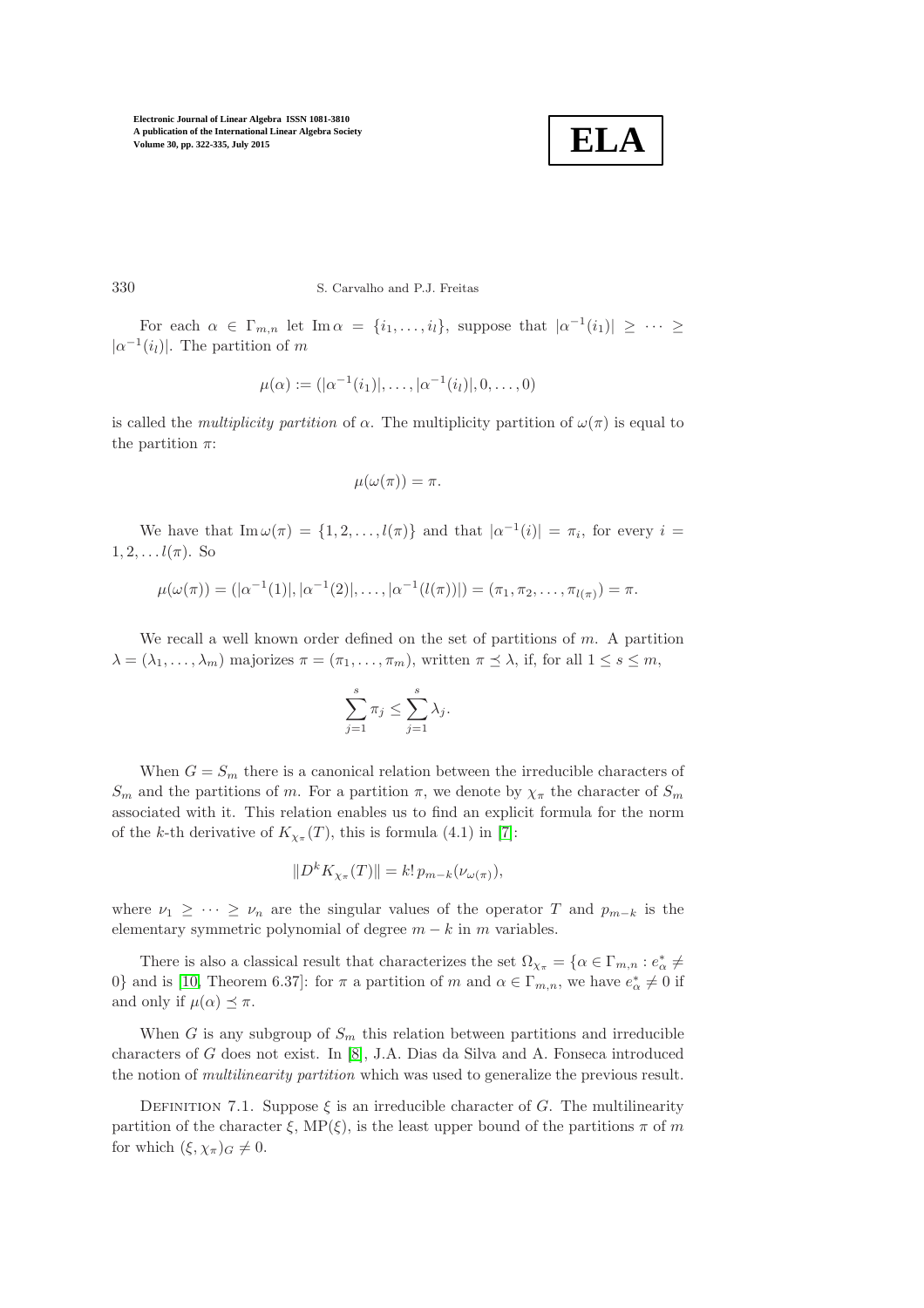For each $\alpha \in \Gamma_{m,n}$ let $\operatorname{Im}\alpha = \{i_1, \ldots, i_l\}$, suppose that $|\alpha^{-1}(i_1)| \geq \cdots \geq |\alpha^{-1}(i_l)|$. The partition of $m$

$$\mu(\alpha) := (|\alpha^{-1}(i_1)|, \ldots, |\alpha^{-1}(i_l)|, 0, \ldots, 0)$$

is called the *multiplicity partition* of $\alpha$. The multiplicity partition of $\omega(\pi)$ is equal to the partition $\pi$:

$$\mu(\omega(\pi)) = \pi.$$

We have that $\operatorname{Im}\omega(\pi) = \{1, 2, \ldots, l(\pi)\}$ and that $|\alpha^{-1}(i)| = \pi_i$, for every $i = 1, 2, \ldots l(\pi)$. So

$$\mu(\omega(\pi)) = (|\alpha^{-1}(1)|, |\alpha^{-1}(2)|, \ldots, |\alpha^{-1}(l(\pi))|) = (\pi_1, \pi_2, \ldots, \pi_{l(\pi)}) = \pi.$$

We recall a well known order defined on the set of partitions of $m$. A partition $\lambda = (\lambda_1, \ldots, \lambda_m)$ majorizes $\pi = (\pi_1, \ldots, \pi_m)$, written $\pi \preceq \lambda$, if, for all $1 \leq s \leq m$,

$$\sum_{j=1}^{s} \pi_j \leq \sum_{j=1}^{s} \lambda_j.$$

When $G = S_m$ there is a canonical relation between the irreducible characters of $S_m$ and the partitions of $m$. For a partition $\pi$, we denote by $\chi_\pi$ the character of $S_m$ associated with it. This relation enables us to find an explicit formula for the norm of the $k$-th derivative of $K_{\chi_\pi}(T)$, this is formula (4.1) in [7]:

$$\|D^k K_{\chi_\pi}(T)\| = k!\, p_{m-k}(\nu_{\omega(\pi)}),$$

where $\nu_1 \geq \cdots \geq \nu_n$ are the singular values of the operator $T$ and $p_{m-k}$ is the elementary symmetric polynomial of degree $m-k$ in $m$ variables.

There is also a classical result that characterizes the set $\Omega_{\chi_\pi} = \{\alpha \in \Gamma_{m,n} : e^*_\alpha \neq 0\}$ and is [10, Theorem 6.37]: for $\pi$ a partition of $m$ and $\alpha \in \Gamma_{m,n}$, we have $e^*_\alpha \neq 0$ if and only if $\mu(\alpha) \preceq \pi$.

When $G$ is any subgroup of $S_m$ this relation between partitions and irreducible characters of $G$ does not exist. In [8], J.A. Dias da Silva and A. Fonseca introduced the notion of *multilinearity partition* which was used to generalize the previous result.

Definition 7.1. Suppose $\xi$ is an irreducible character of $G$. The multilinearity partition of the character $\xi$, $\mathrm{MP}(\xi)$, is the least upper bound of the partitions $\pi$ of $m$ for which $(\xi, \chi_\pi)_G \neq 0$.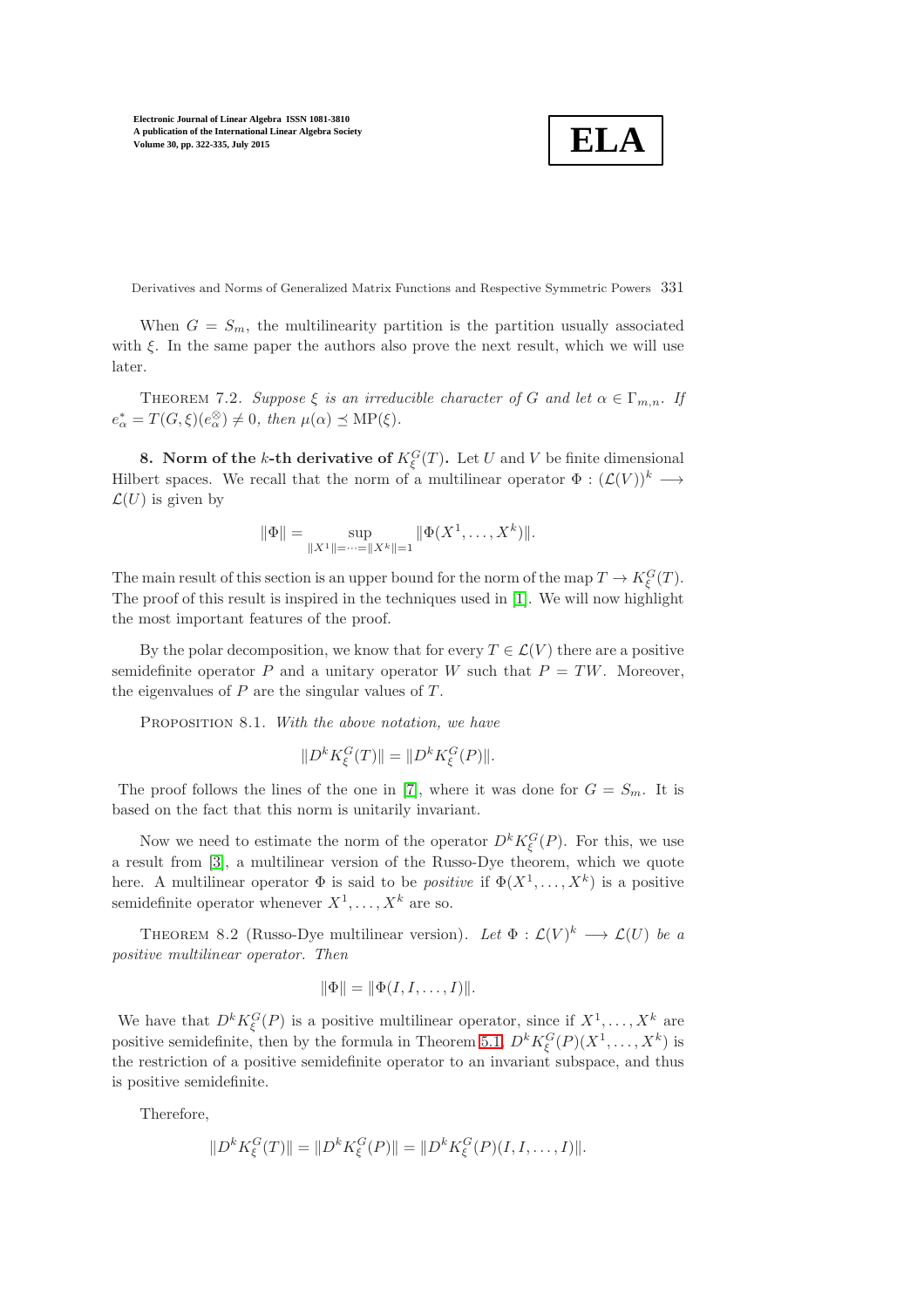When $G = S_m$, the multilinearity partition is the partition usually associated with $\xi$. In the same paper the authors also prove the next result, which we will use later.

THEOREM 7.2. *Suppose $\xi$ is an irreducible character of $G$ and let $\alpha \in \Gamma_{m,n}$. If $e^*_\alpha = T(G,\xi)(e^\otimes_\alpha) \neq 0$, then $\mu(\alpha) \preceq \mathrm{MP}(\xi)$.*

## 8. Norm of the $k$-th derivative of $K^G_\xi(T)$.

Let $U$ and $V$ be finite dimensional Hilbert spaces. We recall that the norm of a multilinear operator $\Phi : (\mathcal{L}(V))^k \longrightarrow \mathcal{L}(U)$ is given by

$$\|\Phi\| = \sup_{\|X^1\|=\cdots=\|X^k\|=1} \|\Phi(X^1, \ldots, X^k)\|.$$

The main result of this section is an upper bound for the norm of the map $T \to K^G_\xi(T)$. The proof of this result is inspired in the techniques used in [1]. We will now highlight the most important features of the proof.

By the polar decomposition, we know that for every $T \in \mathcal{L}(V)$ there are a positive semidefinite operator $P$ and a unitary operator $W$ such that $P = TW$. Moreover, the eigenvalues of $P$ are the singular values of $T$.

PROPOSITION 8.1. *With the above notation, we have*

$$\|D^k K^G_\xi(T)\| = \|D^k K^G_\xi(P)\|.$$

The proof follows the lines of the one in [7], where it was done for $G = S_m$. It is based on the fact that this norm is unitarily invariant.

Now we need to estimate the norm of the operator $D^k K^G_\xi(P)$. For this, we use a result from [3], a multilinear version of the Russo-Dye theorem, which we quote here. A multilinear operator $\Phi$ is said to be *positive* if $\Phi(X^1, \ldots, X^k)$ is a positive semidefinite operator whenever $X^1, \ldots, X^k$ are so.

THEOREM 8.2 (Russo-Dye multilinear version). *Let $\Phi : \mathcal{L}(V)^k \longrightarrow \mathcal{L}(U)$ be a positive multilinear operator. Then*

$$\|\Phi\| = \|\Phi(I, I, \ldots, I)\|.$$

We have that $D^k K^G_\xi(P)$ is a positive multilinear operator, since if $X^1, \ldots, X^k$ are positive semidefinite, then by the formula in Theorem 5.1, $D^k K^G_\xi(P)(X^1, \ldots, X^k)$ is the restriction of a positive semidefinite operator to an invariant subspace, and thus is positive semidefinite.

Therefore,

$$\|D^k K^G_\xi(T)\| = \|D^k K^G_\xi(P)\| = \|D^k K^G_\xi(P)(I, I, \ldots, I)\|.$$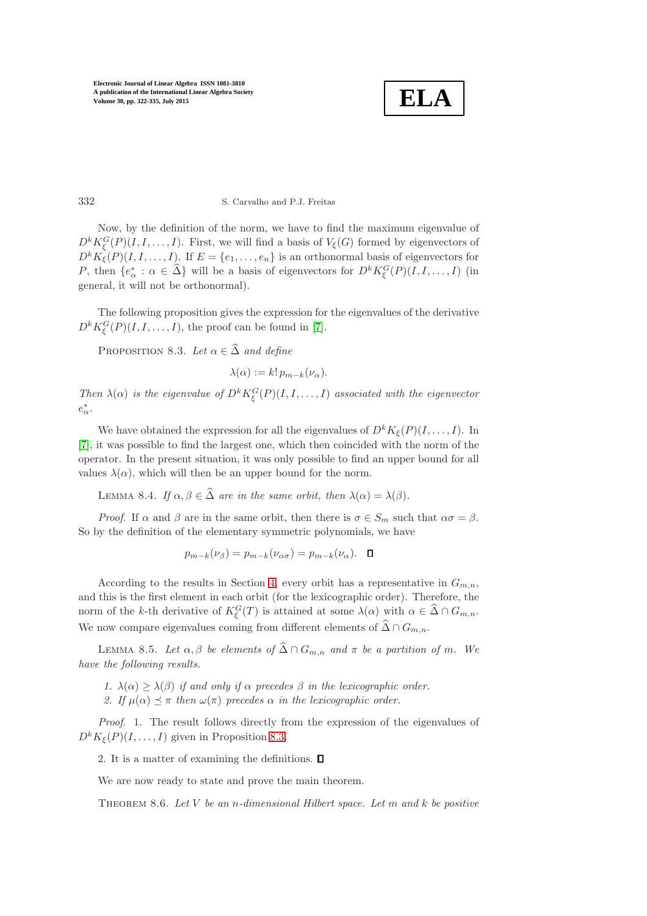Now, by the definition of the norm, we have to find the maximum eigenvalue of $D^k K^G_\xi(P)(I, I, \ldots, I)$. First, we will find a basis of $V_\xi(G)$ formed by eigenvectors of $D^k K_\xi(P)(I, I, \ldots, I)$. If $E = \{e_1, \ldots, e_n\}$ is an orthonormal basis of eigenvectors for $P$, then $\{e^*_\alpha : \alpha \in \widehat{\Delta}\}$ will be a basis of eigenvectors for $D^k K^G_\xi(P)(I, I, \ldots, I)$ (in general, it will not be orthonormal).

The following proposition gives the expression for the eigenvalues of the derivative $D^k K^G_\xi(P)(I, I, \ldots, I)$, the proof can be found in [7].

Proposition 8.3. *Let $\alpha \in \widehat{\Delta}$ and define*

$$\lambda(\alpha) := k!\, p_{m-k}(\nu_\alpha).$$

*Then $\lambda(\alpha)$ is the eigenvalue of $D^k K^G_\xi(P)(I, I, \ldots, I)$ associated with the eigenvector $e^*_\alpha$.*

We have obtained the expression for all the eigenvalues of $D^k K_\xi(P)(I, \ldots, I)$. In [7], it was possible to find the largest one, which then coincided with the norm of the operator. In the present situation, it was only possible to find an upper bound for all values $\lambda(\alpha)$, which will then be an upper bound for the norm.

Lemma 8.4. *If $\alpha, \beta \in \widehat{\Delta}$ are in the same orbit, then $\lambda(\alpha) = \lambda(\beta)$.*

*Proof.* If $\alpha$ and $\beta$ are in the same orbit, then there is $\sigma \in S_m$ such that $\alpha\sigma = \beta$. So by the definition of the elementary symmetric polynomials, we have

$$p_{m-k}(\nu_\beta) = p_{m-k}(\nu_{\alpha\sigma}) = p_{m-k}(\nu_\alpha). \quad \square$$

According to the results in Section 4, every orbit has a representative in $G_{m,n}$, and this is the first element in each orbit (for the lexicographic order). Therefore, the norm of the $k$-th derivative of $K^G_\xi(T)$ is attained at some $\lambda(\alpha)$ with $\alpha \in \widehat{\Delta} \cap G_{m,n}$. We now compare eigenvalues coming from different elements of $\widehat{\Delta} \cap G_{m,n}$.

Lemma 8.5. *Let $\alpha, \beta$ be elements of $\widehat{\Delta} \cap G_{m,n}$ and $\pi$ be a partition of $m$. We have the following results.*

1. *$\lambda(\alpha) \geq \lambda(\beta)$ if and only if $\alpha$ precedes $\beta$ in the lexicographic order.*
2. *If $\mu(\alpha) \preceq \pi$ then $\omega(\pi)$ precedes $\alpha$ in the lexicographic order.*

*Proof.* 1. The result follows directly from the expression of the eigenvalues of $D^k K_\xi(P)(I, \ldots, I)$ given in Proposition 8.3.

2. It is a matter of examining the definitions. $\square$

We are now ready to state and prove the main theorem.

Theorem 8.6. *Let $V$ be an $n$-dimensional Hilbert space. Let $m$ and $k$ be positive*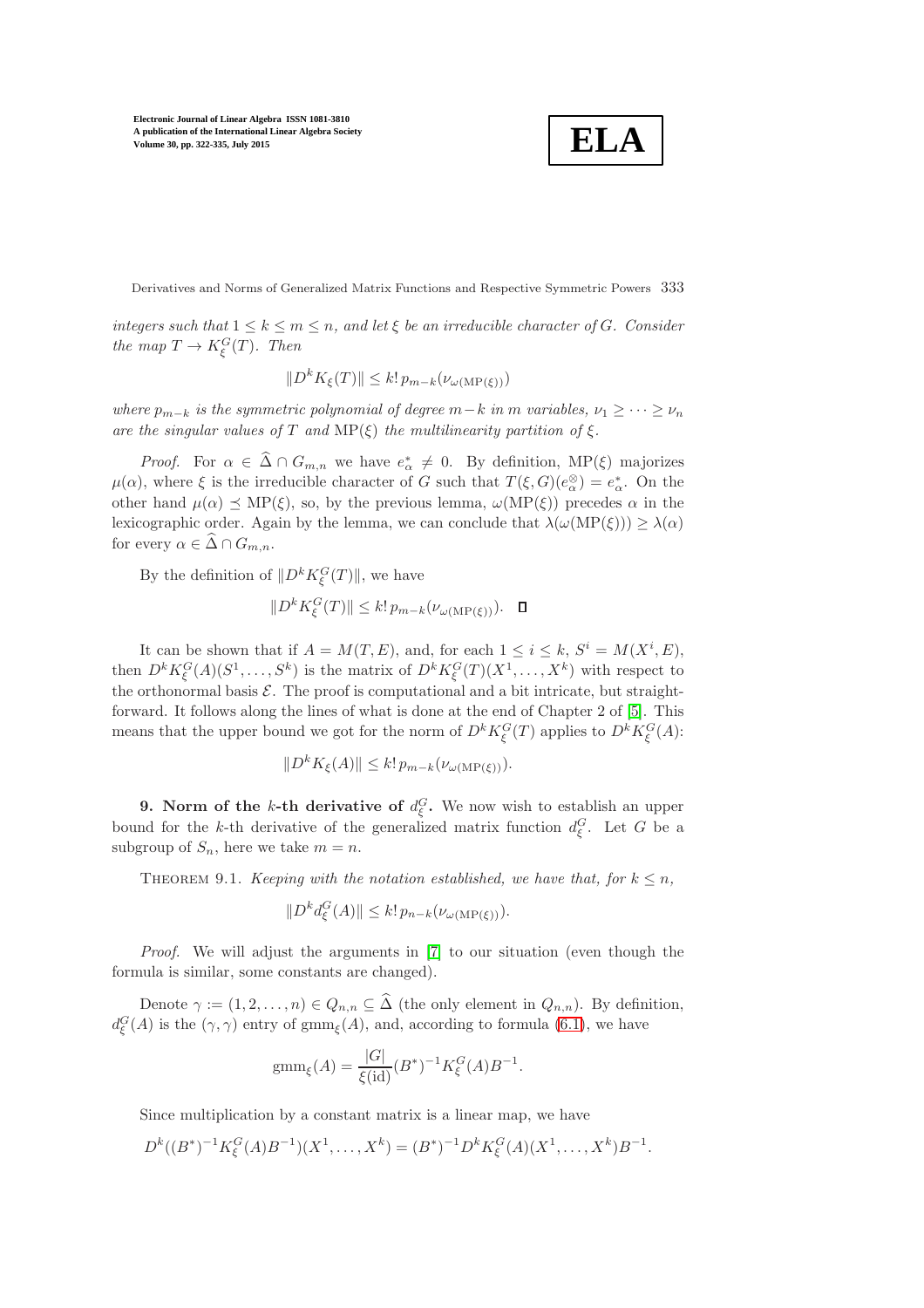*integers such that $1 \leq k \leq m \leq n$, and let $\xi$ be an irreducible character of $G$. Consider the map $T \to K_\xi^G(T)$. Then*

$$\|D^k K_\xi(T)\| \leq k!\, p_{m-k}(\nu_{\omega(\mathrm{MP}(\xi))})$$

*where $p_{m-k}$ is the symmetric polynomial of degree $m-k$ in $m$ variables, $\nu_1 \geq \cdots \geq \nu_n$ are the singular values of $T$ and $\mathrm{MP}(\xi)$ the multilinearity partition of $\xi$.*

*Proof.* For $\alpha \in \widehat{\Delta} \cap G_{m,n}$ we have $e_\alpha^* \neq 0$. By definition, $\mathrm{MP}(\xi)$ majorizes $\mu(\alpha)$, where $\xi$ is the irreducible character of $G$ such that $T(\xi, G)(e_\alpha^\otimes) = e_\alpha^*$. On the other hand $\mu(\alpha) \preceq \mathrm{MP}(\xi)$, so, by the previous lemma, $\omega(\mathrm{MP}(\xi))$ precedes $\alpha$ in the lexicographic order. Again by the lemma, we can conclude that $\lambda(\omega(\mathrm{MP}(\xi))) \geq \lambda(\alpha)$ for every $\alpha \in \widehat{\Delta} \cap G_{m,n}$.

By the definition of $\|D^k K_\xi^G(T)\|$, we have

$$\|D^k K_\xi^G(T)\| \leq k!\, p_{m-k}(\nu_{\omega(\mathrm{MP}(\xi))}). \quad \square$$

It can be shown that if $A = M(T, E)$, and, for each $1 \leq i \leq k$, $S^i = M(X^i, E)$, then $D^k K_\xi^G(A)(S^1, \ldots, S^k)$ is the matrix of $D^k K_\xi^G(T)(X^1, \ldots, X^k)$ with respect to the orthonormal basis $\mathcal{E}$. The proof is computational and a bit intricate, but straightforward. It follows along the lines of what is done at the end of Chapter 2 of [5]. This means that the upper bound we got for the norm of $D^k K_\xi^G(T)$ applies to $D^k K_\xi^G(A)$:

$$\|D^k K_\xi(A)\| \leq k!\, p_{m-k}(\nu_{\omega(\mathrm{MP}(\xi))}).$$

**9. Norm of the $k$-th derivative of $d_\xi^G$.** We now wish to establish an upper bound for the $k$-th derivative of the generalized matrix function $d_\xi^G$. Let $G$ be a subgroup of $S_n$, here we take $m = n$.

THEOREM 9.1. *Keeping with the notation established, we have that, for $k \leq n$,*

$$\|D^k d_\xi^G(A)\| \leq k!\, p_{n-k}(\nu_{\omega(\mathrm{MP}(\xi))}).$$

*Proof.* We will adjust the arguments in [7] to our situation (even though the formula is similar, some constants are changed).

Denote $\gamma := (1, 2, \ldots, n) \in Q_{n,n} \subseteq \widehat{\Delta}$ (the only element in $Q_{n,n}$). By definition, $d_\xi^G(A)$ is the $(\gamma, \gamma)$ entry of $\mathrm{gmm}_\xi(A)$, and, according to formula (6.1), we have

$$\mathrm{gmm}_\xi(A) = \frac{|G|}{\xi(\mathrm{id})}(B^*)^{-1} K_\xi^G(A) B^{-1}.$$

Since multiplication by a constant matrix is a linear map, we have

$$D^k((B^*)^{-1} K_\xi^G(A) B^{-1})(X^1, \ldots, X^k) = (B^*)^{-1} D^k K_\xi^G(A)(X^1, \ldots, X^k) B^{-1}.$$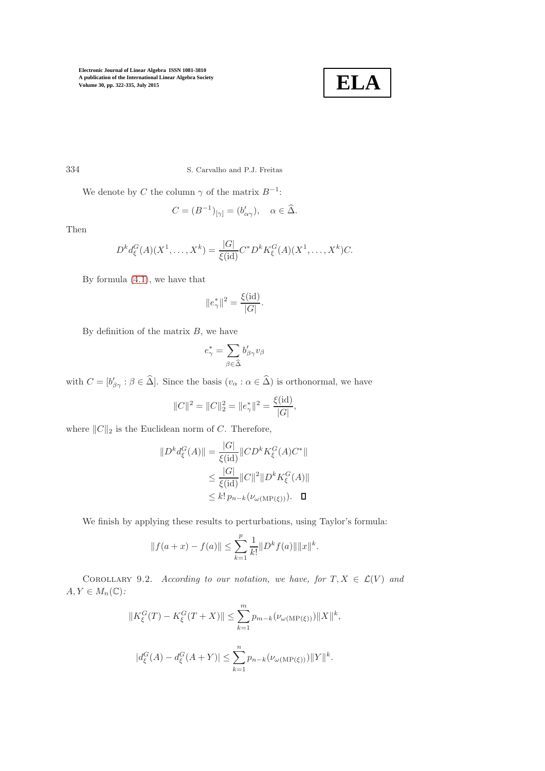We denote by $C$ the column $\gamma$ of the matrix $B^{-1}$:

$$C = (B^{-1})_{[\gamma]} = (b'_{\alpha\gamma}), \quad \alpha \in \widehat{\Delta}.$$

Then

$$D^k d^G_\xi(A)(X^1, \ldots, X^k) = \frac{|G|}{\xi(\mathrm{id})} C^* D^k K^G_\xi(A)(X^1, \ldots, X^k) C.$$

By formula (4.1), we have that

$$\|e^*_\gamma\|^2 = \frac{\xi(\mathrm{id})}{|G|}.$$

By definition of the matrix $B$, we have

$$e^*_\gamma = \sum_{\beta \in \widehat{\Delta}} b'_{\beta\gamma} v_\beta$$

with $C = [b'_{\beta\gamma} : \beta \in \widehat{\Delta}]$. Since the basis $(v_\alpha : \alpha \in \widehat{\Delta})$ is orthonormal, we have

$$\|C\|^2 = \|C\|_2^2 = \|e^*_\gamma\|^2 = \frac{\xi(\mathrm{id})}{|G|},$$

where $\|C\|_2$ is the Euclidean norm of $C$. Therefore,

$$\begin{aligned}
\|D^k d^G_\xi(A)\| &= \frac{|G|}{\xi(\mathrm{id})} \|C D^k K^G_\xi(A) C^*\| \\
&\leq \frac{|G|}{\xi(\mathrm{id})} \|C\|^2 \|D^k K^G_\xi(A)\| \\
&\leq k!\, p_{n-k}(\nu_{\omega(\mathrm{MP}(\xi))}). \quad \square
\end{aligned}$$

We finish by applying these results to perturbations, using Taylor's formula:

$$\|f(a+x) - f(a)\| \leq \sum_{k=1}^{p} \frac{1}{k!} \|D^k f(a)\| \|x\|^k.$$

COROLLARY 9.2. *According to our notation, we have, for $T, X \in \mathcal{L}(V)$ and $A, Y \in M_n(\mathbb{C})$:*

$$\|K^G_\xi(T) - K^G_\xi(T+X)\| \leq \sum_{k=1}^{m} p_{m-k}(\nu_{\omega(\mathrm{MP}(\xi))}) \|X\|^k,$$

$$|d^G_\xi(A) - d^G_\xi(A+Y)| \leq \sum_{k=1}^{n} p_{n-k}(\nu_{\omega(\mathrm{MP}(\xi))}) \|Y\|^k.$$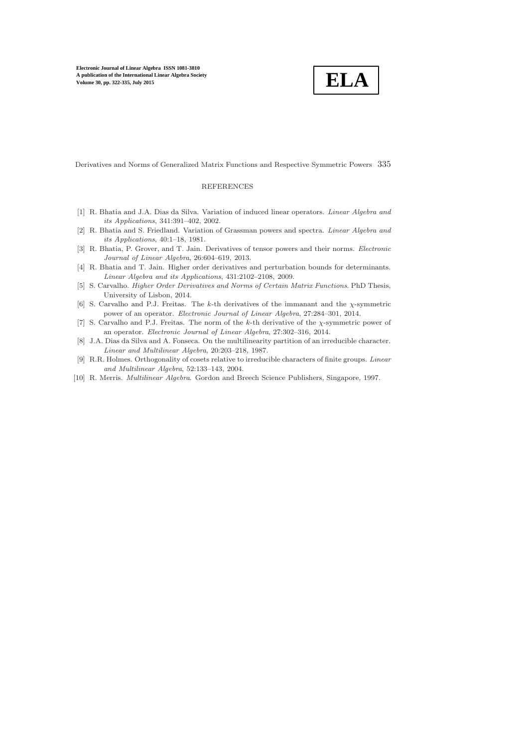## REFERENCES

[1] R. Bhatia and J.A. Dias da Silva. Variation of induced linear operators. *Linear Algebra and its Applications*, 341:391–402, 2002.

[2] R. Bhatia and S. Friedland. Variation of Grassman powers and spectra. *Linear Algebra and its Applications*, 40:1–18, 1981.

[3] R. Bhatia, P. Grover, and T. Jain. Derivatives of tensor powers and their norms. *Electronic Journal of Linear Algebra*, 26:604–619, 2013.

[4] R. Bhatia and T. Jain. Higher order derivatives and perturbation bounds for determinants. *Linear Algebra and its Applications*, 431:2102–2108, 2009.

[5] S. Carvalho. *Higher Order Derivatives and Norms of Certain Matrix Functions*. PhD Thesis, University of Lisbon, 2014.

[6] S. Carvalho and P.J. Freitas. The $k$-th derivatives of the immanant and the $\chi$-symmetric power of an operator. *Electronic Journal of Linear Algebra*, 27:284–301, 2014.

[7] S. Carvalho and P.J. Freitas. The norm of the $k$-th derivative of the $\chi$-symmetric power of an operator. *Electronic Journal of Linear Algebra*, 27:302–316, 2014.

[8] J.A. Dias da Silva and A. Fonseca. On the multilinearity partition of an irreducible character. *Linear and Multilinear Algebra*, 20:203–218, 1987.

[9] R.R. Holmes. Orthogonality of cosets relative to irreducible characters of finite groups. *Linear and Multilinear Algebra*, 52:133–143, 2004.

[10] R. Merris. *Multilinear Algebra*. Gordon and Breech Science Publishers, Singapore, 1997.